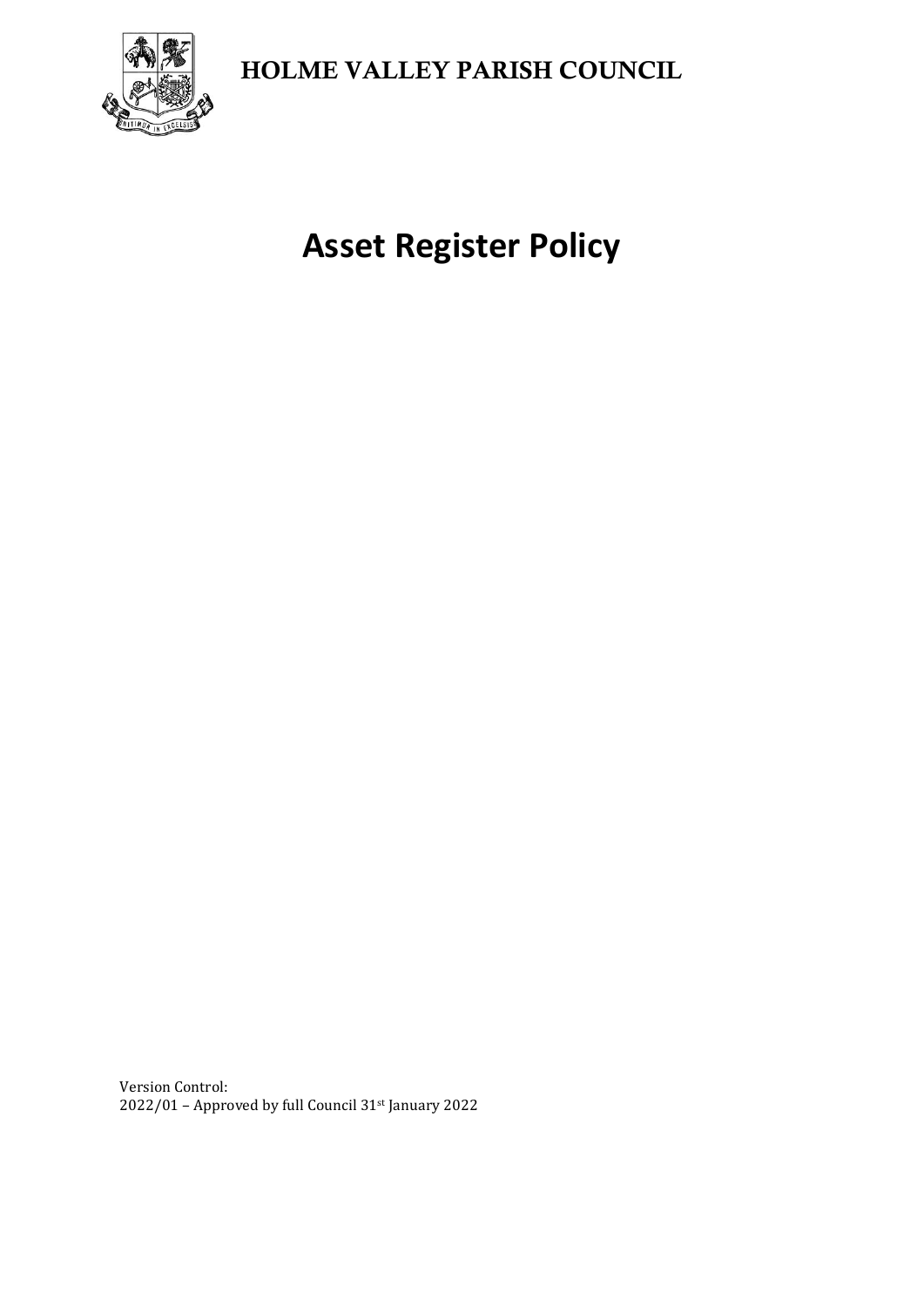HOLME VALLEY PARISH COUNCIL

# Asset Register Policy

Version Control:
2022/01 – Approved by full Council 31st January 2022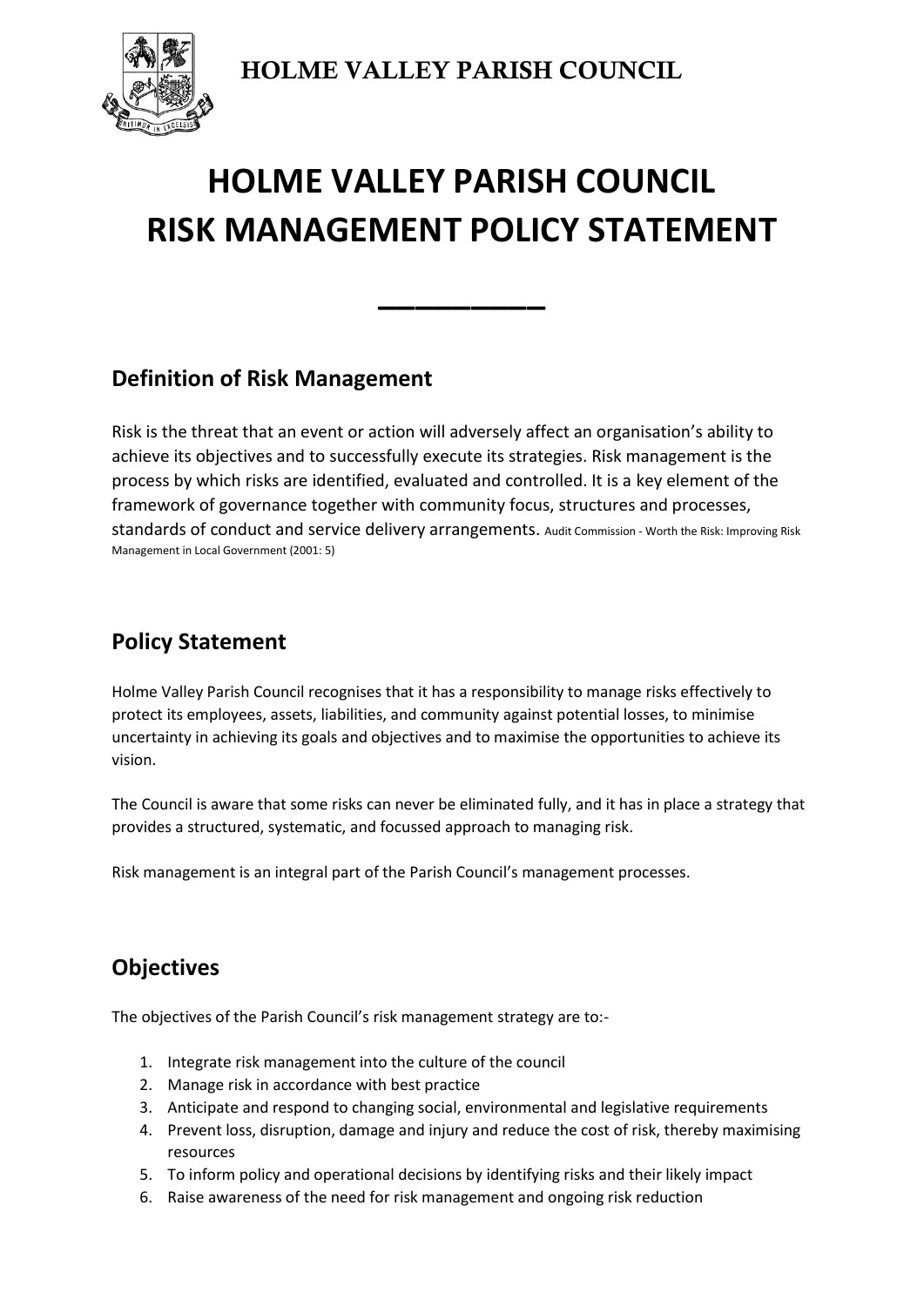# HOLME VALLEY PARISH COUNCIL RISK MANAGEMENT POLICY STATEMENT

## Definition of Risk Management

Risk is the threat that an event or action will adversely affect an organisation's ability to achieve its objectives and to successfully execute its strategies. Risk management is the process by which risks are identified, evaluated and controlled. It is a key element of the framework of governance together with community focus, structures and processes, standards of conduct and service delivery arrangements. Audit Commission - Worth the Risk: Improving Risk Management in Local Government (2001: 5)

## Policy Statement

Holme Valley Parish Council recognises that it has a responsibility to manage risks effectively to protect its employees, assets, liabilities, and community against potential losses, to minimise uncertainty in achieving its goals and objectives and to maximise the opportunities to achieve its vision.

The Council is aware that some risks can never be eliminated fully, and it has in place a strategy that provides a structured, systematic, and focussed approach to managing risk.

Risk management is an integral part of the Parish Council's management processes.

## Objectives

The objectives of the Parish Council's risk management strategy are to:-

1. Integrate risk management into the culture of the council
2. Manage risk in accordance with best practice
3. Anticipate and respond to changing social, environmental and legislative requirements
4. Prevent loss, disruption, damage and injury and reduce the cost of risk, thereby maximising resources
5. To inform policy and operational decisions by identifying risks and their likely impact
6. Raise awareness of the need for risk management and ongoing risk reduction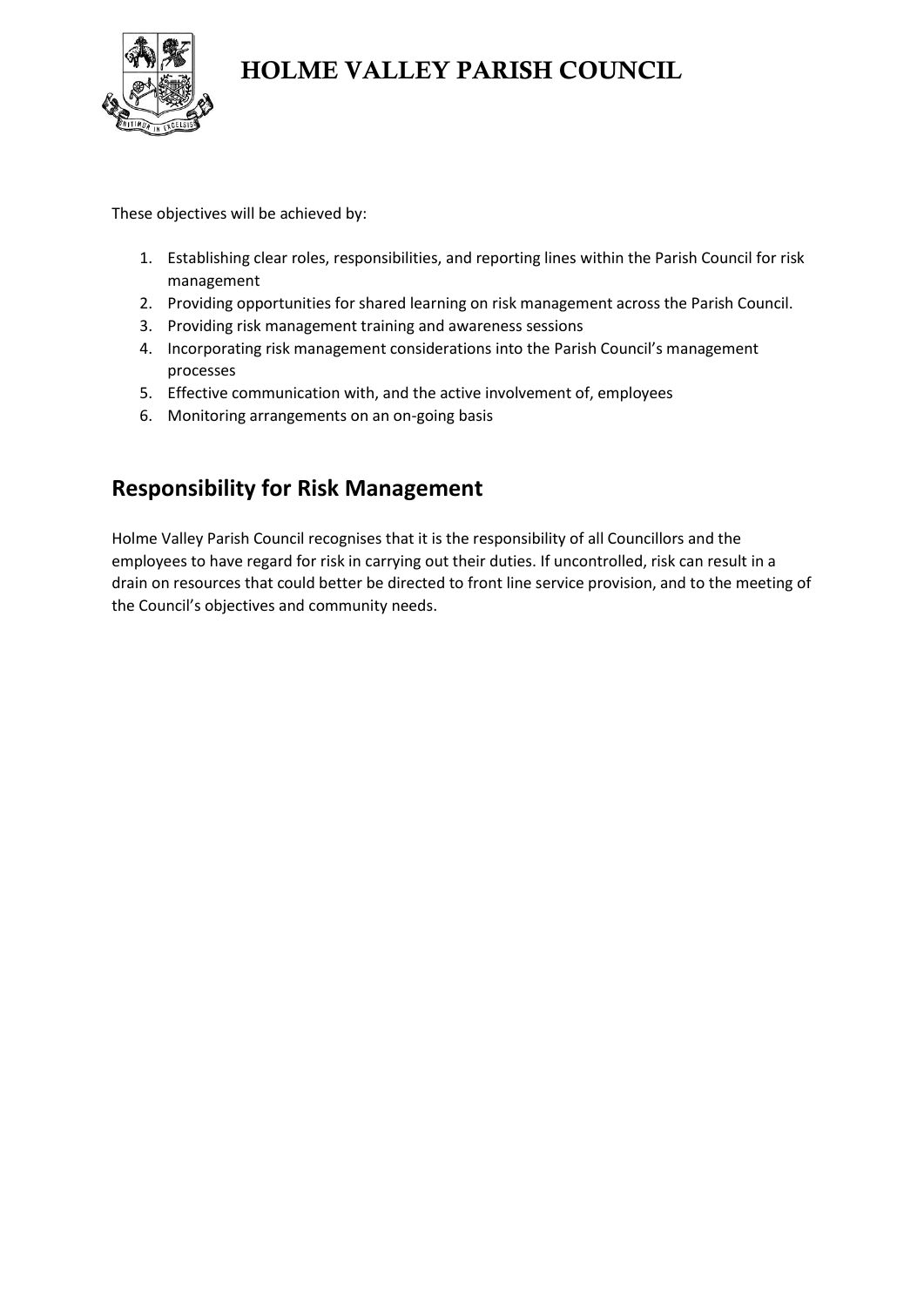These objectives will be achieved by:

1. Establishing clear roles, responsibilities, and reporting lines within the Parish Council for risk management
2. Providing opportunities for shared learning on risk management across the Parish Council.
3. Providing risk management training and awareness sessions
4. Incorporating risk management considerations into the Parish Council's management processes
5. Effective communication with, and the active involvement of, employees
6. Monitoring arrangements on an on-going basis

## Responsibility for Risk Management

Holme Valley Parish Council recognises that it is the responsibility of all Councillors and the employees to have regard for risk in carrying out their duties. If uncontrolled, risk can result in a drain on resources that could better be directed to front line service provision, and to the meeting of the Council's objectives and community needs.